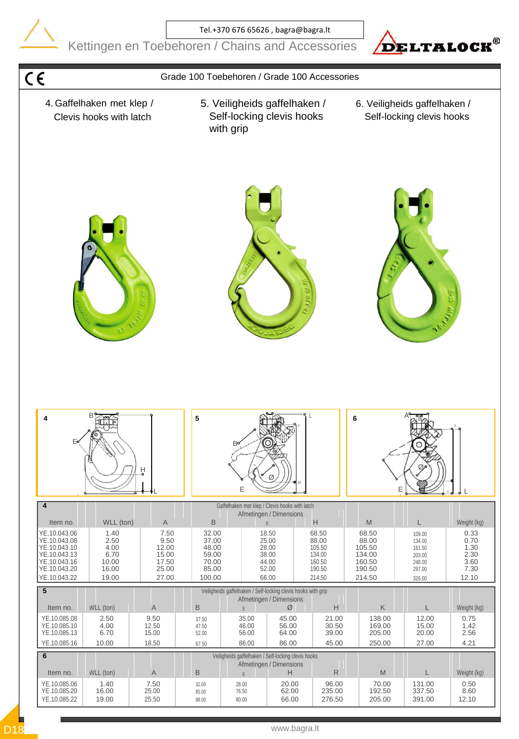Tel.+370 676 65626 , bagra@bagra.lt

Kettingen en Toebehoren / Chains and Accessories

DELTALOCK®

CE

## Grade 100 Toebehoren / Grade 100 Accessories

4. Gaffelhaken met klep / Clevis hooks with latch

5. Veiligheids gaffelhaken / Self-locking clevis hooks with grip

6. Veiligheids gaffelhaken / Self-locking clevis hooks

### 4 — Gaffelhaken met klep / Clevis hooks with latch — Afmetingen / Dimensions

| Item no. | WLL (ton) | A | B | E | H | M | L | Weight (kg) |
|---|---|---|---|---|---|---|---|---|
| YE.10.043.06 | 1.40 | 7.50 | 32.00 | 18.50 | 68.50 | 68.50 | 109.00 | 0.33 |
| YE.10.043.08 | 2.50 | 9.50 | 37.00 | 25.00 | 88.00 | 88.00 | 134.00 | 0.70 |
| YE.10.043.10 | 4.00 | 12.00 | 48.00 | 28.00 | 105.50 | 105.50 | 161.50 | 1.30 |
| YE.10.043.13 | 6.70 | 15.00 | 59.00 | 38.00 | 134.00 | 134.00 | 203.00 | 2.30 |
| YE.10.043.16 | 10.00 | 17.50 | 70.00 | 44.00 | 160.50 | 160.50 | 248.00 | 3.60 |
| YE.10.043.20 | 16.00 | 25.00 | 85.00 | 52.00 | 190.50 | 190.50 | 297.00 | 7.30 |
| YE.10.043.22 | 19.00 | 27.00 | 100.00 | 66.00 | 214.50 | 214.50 | 326.00 | 12.10 |

### 5 — Veiligheids gaffelhaken / Self-locking clevis hooks with grip — Afmetingen / Dimensions

| Item no. | WLL (ton) | A | B | E | Ø | H | K | L | Weight (kg) |
|---|---|---|---|---|---|---|---|---|---|
| YE.10.085.08 | 2.50 | 9.50 | 37.50 | 35.00 | 45.00 | 21.00 | 138.00 | 12.00 | 0.75 |
| YE.10.085.10 | 4.00 | 12.50 | 47.50 | 46.00 | 56.00 | 30.50 | 169.00 | 15.00 | 1.42 |
| YE.10.085.13 | 6.70 | 15.00 | 52.00 | 56.00 | 64.00 | 39.00 | 205.00 | 20.00 | 2.56 |
| YE.10.085.16 | 10.00 | 18.50 | 67.50 | 86.00 | 86.00 | 45.00 | 250.00 | 27.00 | 4.21 |

### 6 — Veiligheids gaffelhaken / Self-locking clevis hooks — Afmetingen / Dimensions

| Item no. | WLL (ton) | A | B | E | H | R | M | L | Weight (kg) |
|---|---|---|---|---|---|---|---|---|---|
| YE.10.085.06 | 1.40 | 7.50 | 32.00 | 28.00 | 20.00 | 96.00 | 70.00 | 131.00 | 0.50 |
| YE.10.085.20 | 16.00 | 25.00 | 85.00 | 76.50 | 62.00 | 235.00 | 192.50 | 337.50 | 8.60 |
| YE.10.085.22 | 19.00 | 25.50 | 98.00 | 80.00 | 66.00 | 276.50 | 205.00 | 391.00 | 12.10 |

www.bagra.lt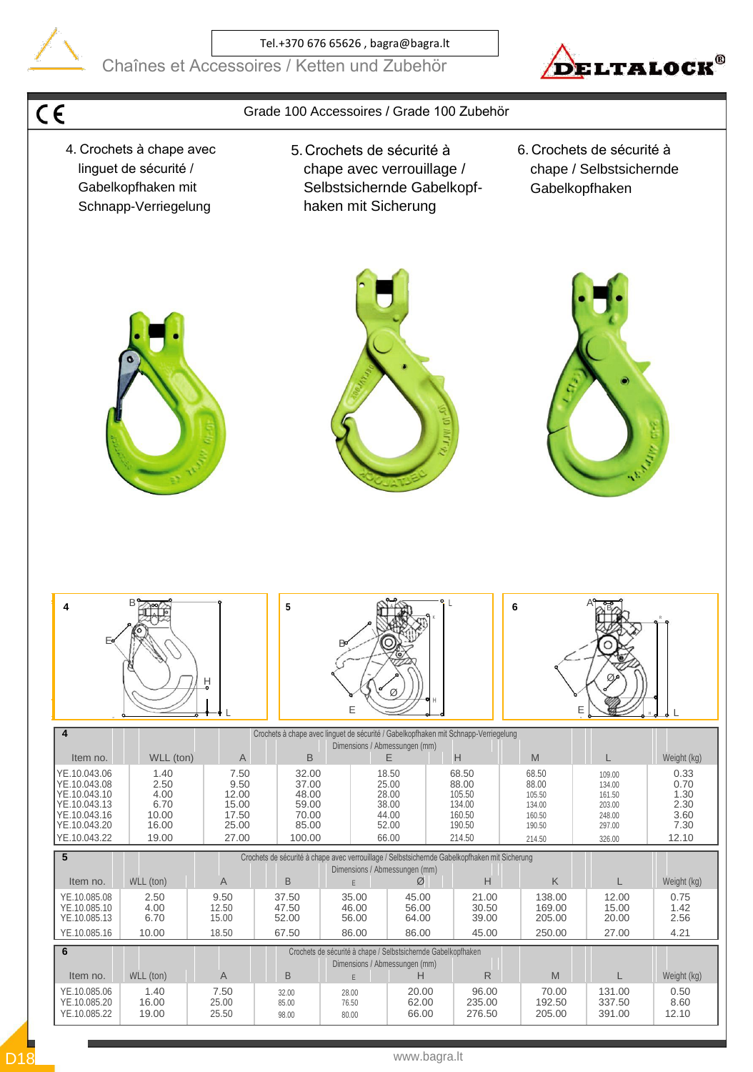Tel.+370 676 65626 , bagra@bagra.lt

Chaînes et Accessoires / Ketten und Zubehör

DELTALOCK®

CE

## Grade 100 Accessoires / Grade 100 Zubehör

4. Crochets à chape avec linguet de sécurité / Gabelkopfhaken mit Schnapp-Verriegelung

5. Crochets de sécurité à chape avec verrouillage / Selbstsichernde Gabelkopf-haken mit Sicherung

6. Crochets de sécurité à chape / Selbstsichernde Gabelkopfhaken

| 4 | | Crochets à chape avec linguet de sécurité / Gabelkopfhaken mit Schnapp-Verriegelung | | | | | | |
|---|---|---|---|---|---|---|---|---|
| | | Dimensions / Abmessungen (mm) | | | | | | |
| Item no. | WLL (ton) | A | B | E | H | M | L | Weight (kg) |
| YE.10.043.06 | 1.40 | 7.50 | 32.00 | 18.50 | 68.50 | 68.50 | 109.00 | 0.33 |
| YE.10.043.08 | 2.50 | 9.50 | 37.00 | 25.00 | 88.00 | 88.00 | 134.00 | 0.70 |
| YE.10.043.10 | 4.00 | 12.00 | 48.00 | 28.00 | 105.50 | 105.50 | 161.50 | 1.30 |
| YE.10.043.13 | 6.70 | 15.00 | 59.00 | 38.00 | 134.00 | 134.00 | 203.00 | 2.30 |
| YE.10.043.16 | 10.00 | 17.50 | 70.00 | 44.00 | 160.50 | 160.50 | 248.00 | 3.60 |
| YE.10.043.20 | 16.00 | 25.00 | 85.00 | 52.00 | 190.50 | 190.50 | 297.00 | 7.30 |
| YE.10.043.22 | 19.00 | 27.00 | 100.00 | 66.00 | 214.50 | 214.50 | 326.00 | 12.10 |

| 5 | | Crochets de sécurité à chape avec verrouillage / Selbstsichernde Gabelkopfhaken mit Sicherung | | | | | | | |
|---|---|---|---|---|---|---|---|---|---|
| | | Dimensions / Abmessungen (mm) | | | | | | | |
| Item no. | WLL (ton) | A | B | E | Ø | H | K | L | Weight (kg) |
| YE.10.085.08 | 2.50 | 9.50 | 37.50 | 35.00 | 45.00 | 21.00 | 138.00 | 12.00 | 0.75 |
| YE.10.085.10 | 4.00 | 12.50 | 47.50 | 46.00 | 56.00 | 30.50 | 169.00 | 15.00 | 1.42 |
| YE.10.085.13 | 6.70 | 15.00 | 52.00 | 56.00 | 64.00 | 39.00 | 205.00 | 20.00 | 2.56 |
| YE.10.085.16 | 10.00 | 18.50 | 67.50 | 86.00 | 86.00 | 45.00 | 250.00 | 27.00 | 4.21 |

| 6 | | Crochets de sécurité à chape / Selbstsichernde Gabelkopfhaken | | | | | | | |
|---|---|---|---|---|---|---|---|---|---|
| | | Dimensions / Abmessungen (mm) | | | | | | | |
| Item no. | WLL (ton) | A | B | E | H | R | M | L | Weight (kg) |
| YE.10.085.06 | 1.40 | 7.50 | 32.00 | 28.00 | 20.00 | 96.00 | 70.00 | 131.00 | 0.50 |
| YE.10.085.20 | 16.00 | 25.00 | 85.00 | 76.50 | 62.00 | 235.00 | 192.50 | 337.50 | 8.60 |
| YE.10.085.22 | 19.00 | 25.50 | 98.00 | 80.00 | 66.00 | 276.50 | 205.00 | 391.00 | 12.10 |

www.bagra.lt